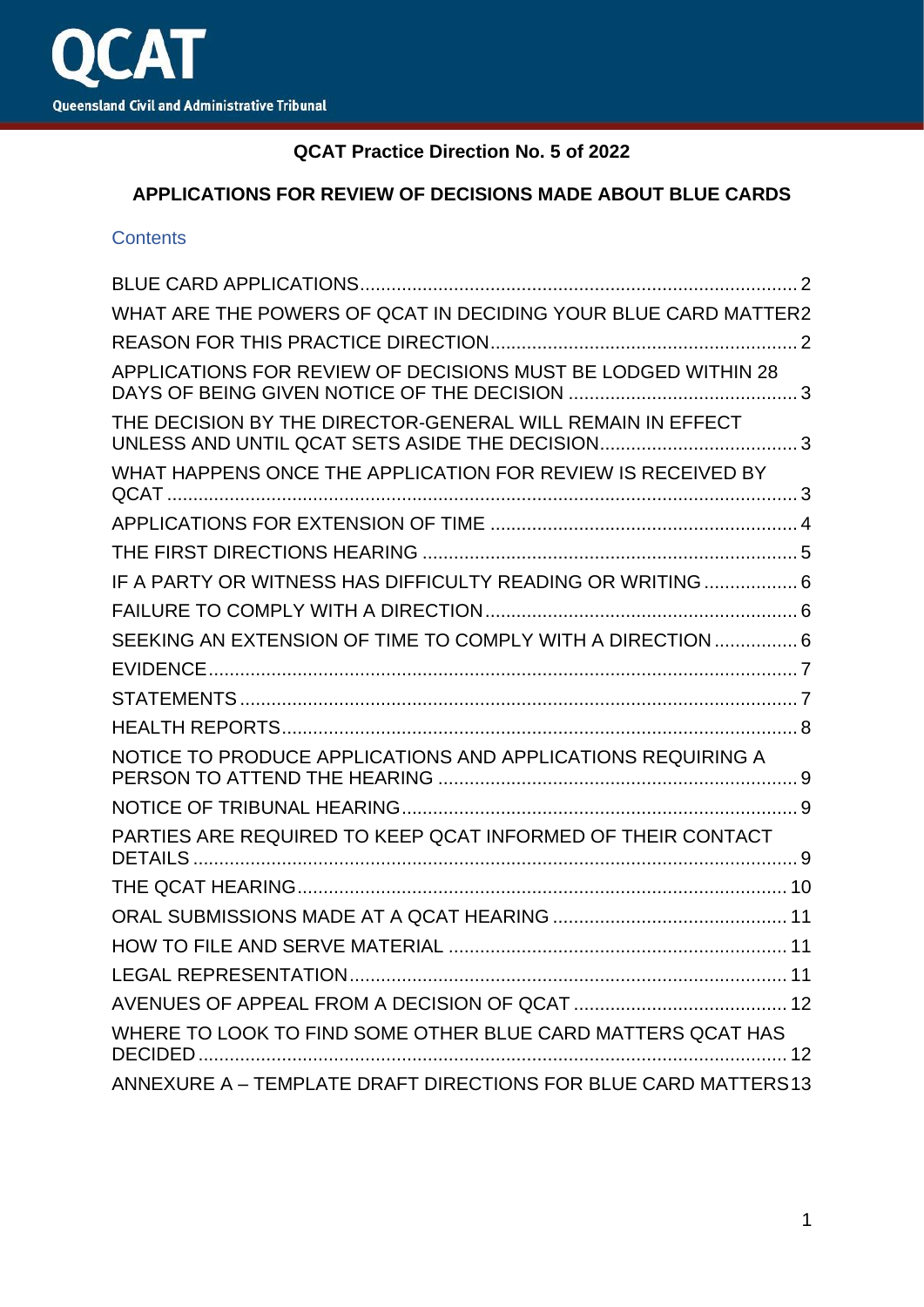QCAT

Queensland Civil and Administrative Tribunal

# QCAT Practice Direction No. 5 of 2022

## APPLICATIONS FOR REVIEW OF DECISIONS MADE ABOUT BLUE CARDS

Contents

| | |
|---|---|
| BLUE CARD APPLICATIONS | 2 |
| WHAT ARE THE POWERS OF QCAT IN DECIDING YOUR BLUE CARD MATTER | 2 |
| REASON FOR THIS PRACTICE DIRECTION | 2 |
| APPLICATIONS FOR REVIEW OF DECISIONS MUST BE LODGED WITHIN 28 DAYS OF BEING GIVEN NOTICE OF THE DECISION | 3 |
| THE DECISION BY THE DIRECTOR-GENERAL WILL REMAIN IN EFFECT UNLESS AND UNTIL QCAT SETS ASIDE THE DECISION | 3 |
| WHAT HAPPENS ONCE THE APPLICATION FOR REVIEW IS RECEIVED BY QCAT | 3 |
| APPLICATIONS FOR EXTENSION OF TIME | 4 |
| THE FIRST DIRECTIONS HEARING | 5 |
| IF A PARTY OR WITNESS HAS DIFFICULTY READING OR WRITING | 6 |
| FAILURE TO COMPLY WITH A DIRECTION | 6 |
| SEEKING AN EXTENSION OF TIME TO COMPLY WITH A DIRECTION | 6 |
| EVIDENCE | 7 |
| STATEMENTS | 7 |
| HEALTH REPORTS | 8 |
| NOTICE TO PRODUCE APPLICATIONS AND APPLICATIONS REQUIRING A PERSON TO ATTEND THE HEARING | 9 |
| NOTICE OF TRIBUNAL HEARING | 9 |
| PARTIES ARE REQUIRED TO KEEP QCAT INFORMED OF THEIR CONTACT DETAILS | 9 |
| THE QCAT HEARING | 10 |
| ORAL SUBMISSIONS MADE AT A QCAT HEARING | 11 |
| HOW TO FILE AND SERVE MATERIAL | 11 |
| LEGAL REPRESENTATION | 11 |
| AVENUES OF APPEAL FROM A DECISION OF QCAT | 12 |
| WHERE TO LOOK TO FIND SOME OTHER BLUE CARD MATTERS QCAT HAS DECIDED | 12 |
| ANNEXURE A – TEMPLATE DRAFT DIRECTIONS FOR BLUE CARD MATTERS | 13 |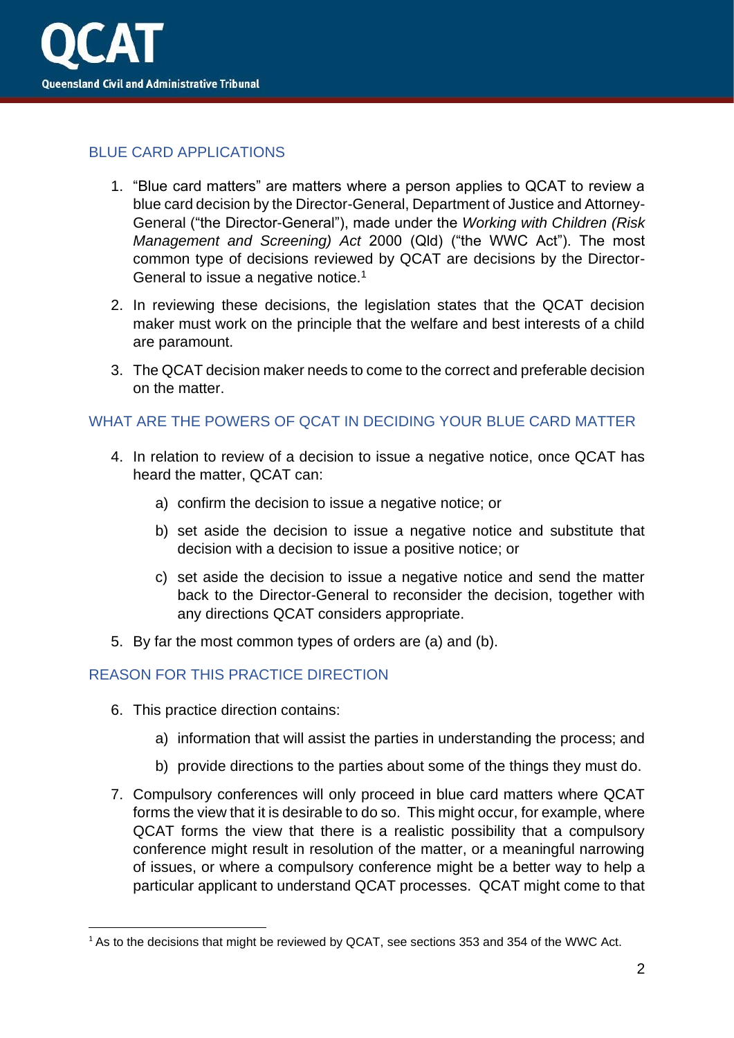## BLUE CARD APPLICATIONS

1. "Blue card matters" are matters where a person applies to QCAT to review a blue card decision by the Director-General, Department of Justice and Attorney-General ("the Director-General"), made under the *Working with Children (Risk Management and Screening) Act* 2000 (Qld) ("the WWC Act"). The most common type of decisions reviewed by QCAT are decisions by the Director-General to issue a negative notice.[1]

2. In reviewing these decisions, the legislation states that the QCAT decision maker must work on the principle that the welfare and best interests of a child are paramount.

3. The QCAT decision maker needs to come to the correct and preferable decision on the matter.

## WHAT ARE THE POWERS OF QCAT IN DECIDING YOUR BLUE CARD MATTER

4. In relation to review of a decision to issue a negative notice, once QCAT has heard the matter, QCAT can:

   a) confirm the decision to issue a negative notice; or

   b) set aside the decision to issue a negative notice and substitute that decision with a decision to issue a positive notice; or

   c) set aside the decision to issue a negative notice and send the matter back to the Director-General to reconsider the decision, together with any directions QCAT considers appropriate.

5. By far the most common types of orders are (a) and (b).

## REASON FOR THIS PRACTICE DIRECTION

6. This practice direction contains:

   a) information that will assist the parties in understanding the process; and

   b) provide directions to the parties about some of the things they must do.

7. Compulsory conferences will only proceed in blue card matters where QCAT forms the view that it is desirable to do so. This might occur, for example, where QCAT forms the view that there is a realistic possibility that a compulsory conference might result in resolution of the matter, or a meaningful narrowing of issues, or where a compulsory conference might be a better way to help a particular applicant to understand QCAT processes. QCAT might come to that

---

[1] As to the decisions that might be reviewed by QCAT, see sections 353 and 354 of the WWC Act.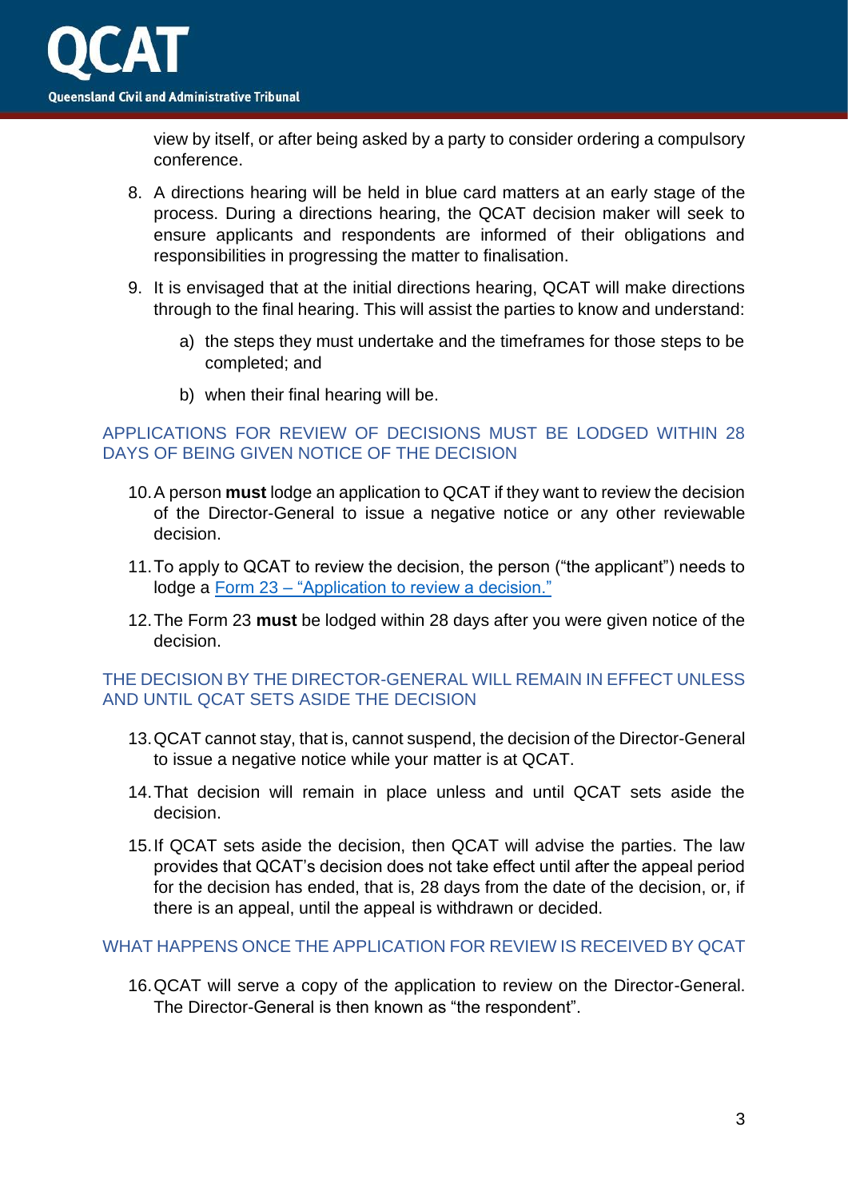view by itself, or after being asked by a party to consider ordering a compulsory conference.

8. A directions hearing will be held in blue card matters at an early stage of the process. During a directions hearing, the QCAT decision maker will seek to ensure applicants and respondents are informed of their obligations and responsibilities in progressing the matter to finalisation.

9. It is envisaged that at the initial directions hearing, QCAT will make directions through to the final hearing. This will assist the parties to know and understand:

   a) the steps they must undertake and the timeframes for those steps to be completed; and

   b) when their final hearing will be.

## APPLICATIONS FOR REVIEW OF DECISIONS MUST BE LODGED WITHIN 28 DAYS OF BEING GIVEN NOTICE OF THE DECISION

10. A person **must** lodge an application to QCAT if they want to review the decision of the Director-General to issue a negative notice or any other reviewable decision.

11. To apply to QCAT to review the decision, the person ("the applicant") needs to lodge a Form 23 – "Application to review a decision."

12. The Form 23 **must** be lodged within 28 days after you were given notice of the decision.

## THE DECISION BY THE DIRECTOR-GENERAL WILL REMAIN IN EFFECT UNLESS AND UNTIL QCAT SETS ASIDE THE DECISION

13. QCAT cannot stay, that is, cannot suspend, the decision of the Director-General to issue a negative notice while your matter is at QCAT.

14. That decision will remain in place unless and until QCAT sets aside the decision.

15. If QCAT sets aside the decision, then QCAT will advise the parties. The law provides that QCAT's decision does not take effect until after the appeal period for the decision has ended, that is, 28 days from the date of the decision, or, if there is an appeal, until the appeal is withdrawn or decided.

## WHAT HAPPENS ONCE THE APPLICATION FOR REVIEW IS RECEIVED BY QCAT

16. QCAT will serve a copy of the application to review on the Director-General. The Director-General is then known as "the respondent".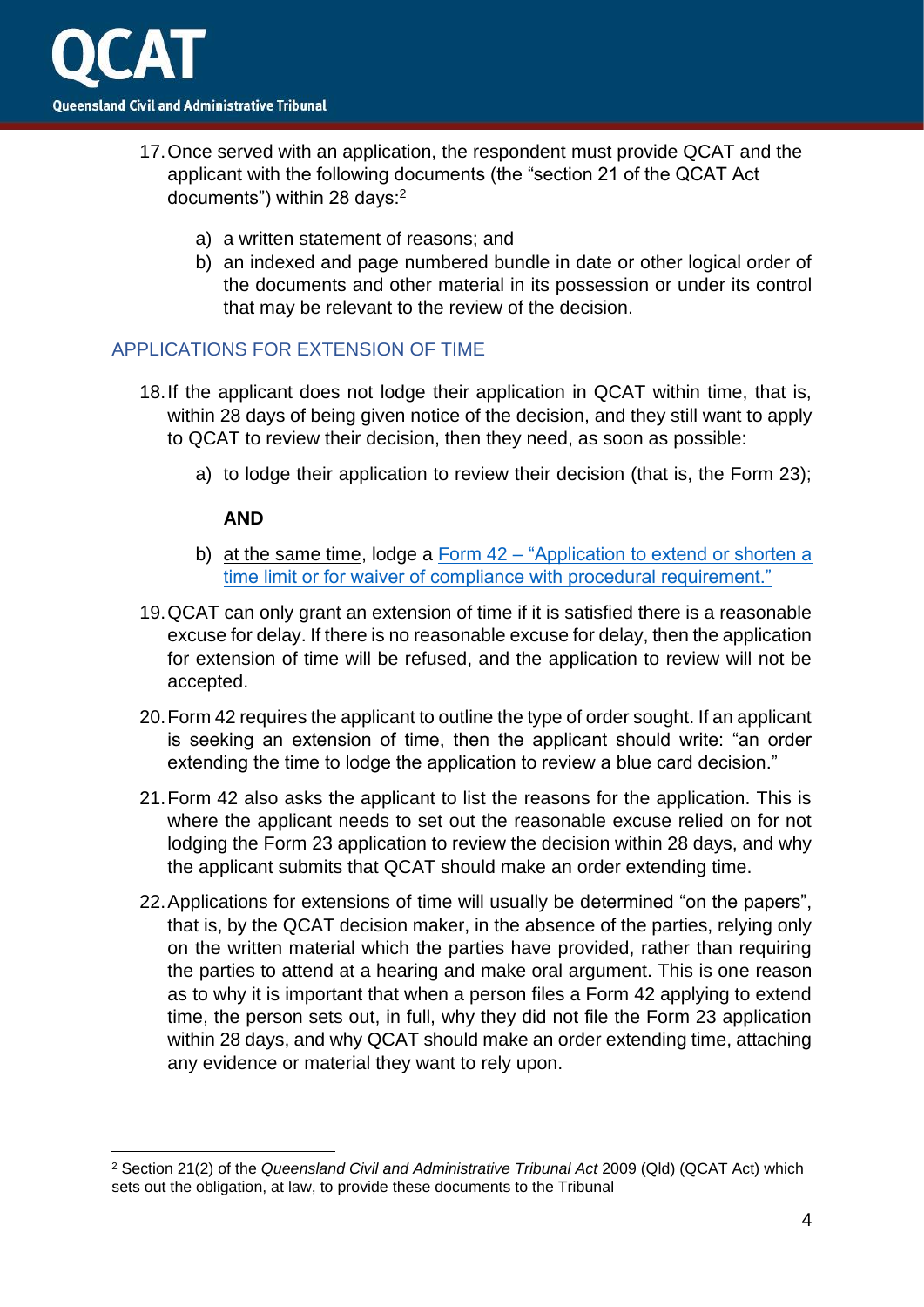17. Once served with an application, the respondent must provide QCAT and the applicant with the following documents (the "section 21 of the QCAT Act documents") within 28 days:[2]

    a) a written statement of reasons; and
    b) an indexed and page numbered bundle in date or other logical order of the documents and other material in its possession or under its control that may be relevant to the review of the decision.

## APPLICATIONS FOR EXTENSION OF TIME

18. If the applicant does not lodge their application in QCAT within time, that is, within 28 days of being given notice of the decision, and they still want to apply to QCAT to review their decision, then they need, as soon as possible:

    a) to lodge their application to review their decision (that is, the Form 23);

    **AND**

    b) at the same time, lodge a Form 42 – "Application to extend or shorten a time limit or for waiver of compliance with procedural requirement."

19. QCAT can only grant an extension of time if it is satisfied there is a reasonable excuse for delay. If there is no reasonable excuse for delay, then the application for extension of time will be refused, and the application to review will not be accepted.

20. Form 42 requires the applicant to outline the type of order sought. If an applicant is seeking an extension of time, then the applicant should write: "an order extending the time to lodge the application to review a blue card decision."

21. Form 42 also asks the applicant to list the reasons for the application. This is where the applicant needs to set out the reasonable excuse relied on for not lodging the Form 23 application to review the decision within 28 days, and why the applicant submits that QCAT should make an order extending time.

22. Applications for extensions of time will usually be determined "on the papers", that is, by the QCAT decision maker, in the absence of the parties, relying only on the written material which the parties have provided, rather than requiring the parties to attend at a hearing and make oral argument. This is one reason as to why it is important that when a person files a Form 42 applying to extend time, the person sets out, in full, why they did not file the Form 23 application within 28 days, and why QCAT should make an order extending time, attaching any evidence or material they want to rely upon.

---

[2] Section 21(2) of the *Queensland Civil and Administrative Tribunal Act* 2009 (Qld) (QCAT Act) which sets out the obligation, at law, to provide these documents to the Tribunal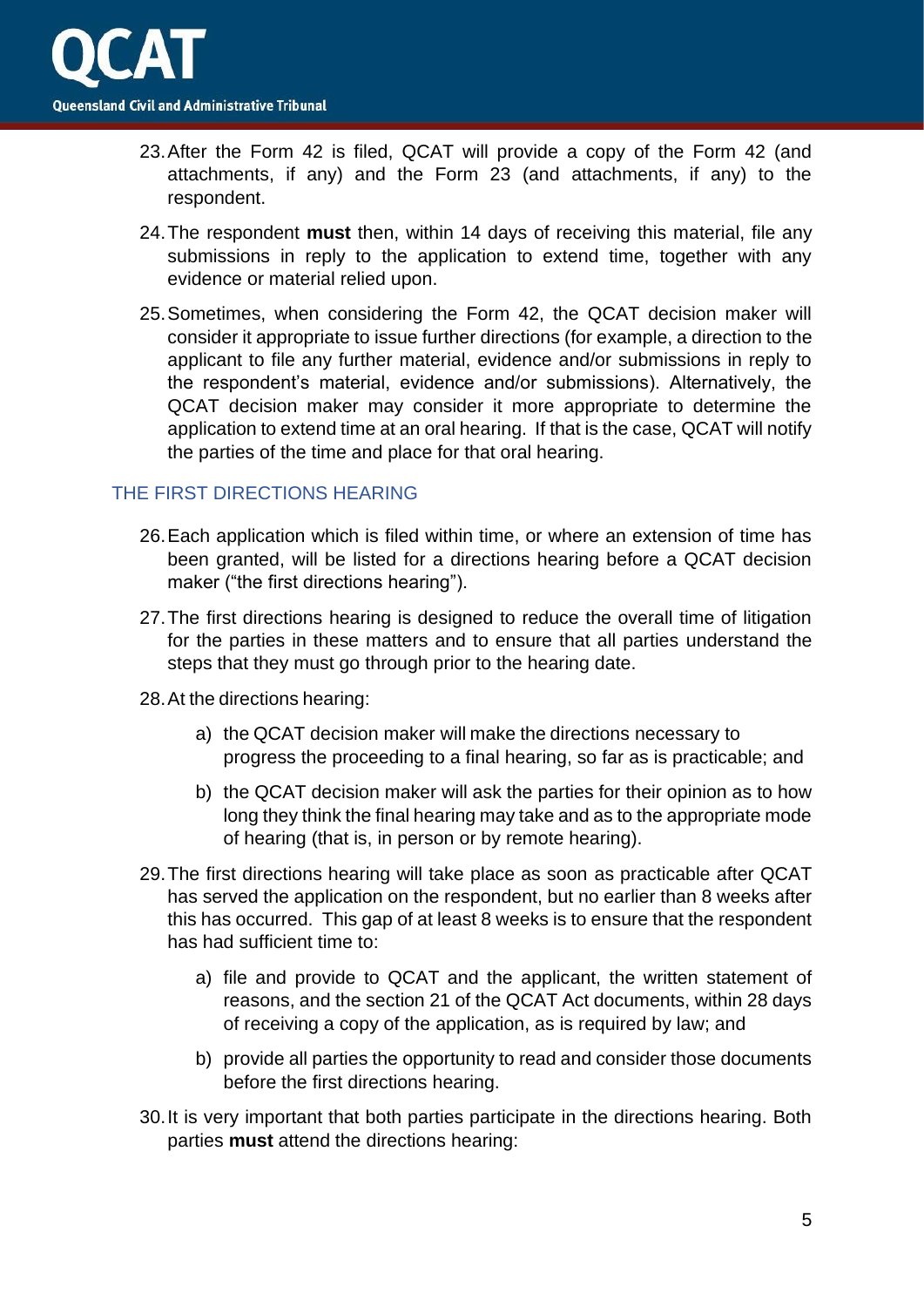23. After the Form 42 is filed, QCAT will provide a copy of the Form 42 (and attachments, if any) and the Form 23 (and attachments, if any) to the respondent.

24. The respondent **must** then, within 14 days of receiving this material, file any submissions in reply to the application to extend time, together with any evidence or material relied upon.

25. Sometimes, when considering the Form 42, the QCAT decision maker will consider it appropriate to issue further directions (for example, a direction to the applicant to file any further material, evidence and/or submissions in reply to the respondent's material, evidence and/or submissions). Alternatively, the QCAT decision maker may consider it more appropriate to determine the application to extend time at an oral hearing. If that is the case, QCAT will notify the parties of the time and place for that oral hearing.

## THE FIRST DIRECTIONS HEARING

26. Each application which is filed within time, or where an extension of time has been granted, will be listed for a directions hearing before a QCAT decision maker ("the first directions hearing").

27. The first directions hearing is designed to reduce the overall time of litigation for the parties in these matters and to ensure that all parties understand the steps that they must go through prior to the hearing date.

28. At the directions hearing:

    a) the QCAT decision maker will make the directions necessary to progress the proceeding to a final hearing, so far as is practicable; and

    b) the QCAT decision maker will ask the parties for their opinion as to how long they think the final hearing may take and as to the appropriate mode of hearing (that is, in person or by remote hearing).

29. The first directions hearing will take place as soon as practicable after QCAT has served the application on the respondent, but no earlier than 8 weeks after this has occurred. This gap of at least 8 weeks is to ensure that the respondent has had sufficient time to:

    a) file and provide to QCAT and the applicant, the written statement of reasons, and the section 21 of the QCAT Act documents, within 28 days of receiving a copy of the application, as is required by law; and

    b) provide all parties the opportunity to read and consider those documents before the first directions hearing.

30. It is very important that both parties participate in the directions hearing. Both parties **must** attend the directions hearing: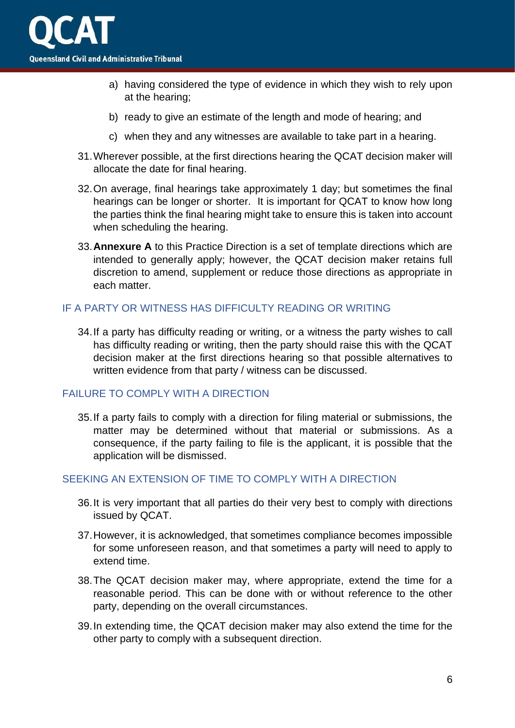a) having considered the type of evidence in which they wish to rely upon at the hearing;

b) ready to give an estimate of the length and mode of hearing; and

c) when they and any witnesses are available to take part in a hearing.

31. Wherever possible, at the first directions hearing the QCAT decision maker will allocate the date for final hearing.

32. On average, final hearings take approximately 1 day; but sometimes the final hearings can be longer or shorter. It is important for QCAT to know how long the parties think the final hearing might take to ensure this is taken into account when scheduling the hearing.

33. **Annexure A** to this Practice Direction is a set of template directions which are intended to generally apply; however, the QCAT decision maker retains full discretion to amend, supplement or reduce those directions as appropriate in each matter.

## IF A PARTY OR WITNESS HAS DIFFICULTY READING OR WRITING

34. If a party has difficulty reading or writing, or a witness the party wishes to call has difficulty reading or writing, then the party should raise this with the QCAT decision maker at the first directions hearing so that possible alternatives to written evidence from that party / witness can be discussed.

## FAILURE TO COMPLY WITH A DIRECTION

35. If a party fails to comply with a direction for filing material or submissions, the matter may be determined without that material or submissions. As a consequence, if the party failing to file is the applicant, it is possible that the application will be dismissed.

## SEEKING AN EXTENSION OF TIME TO COMPLY WITH A DIRECTION

36. It is very important that all parties do their very best to comply with directions issued by QCAT.

37. However, it is acknowledged, that sometimes compliance becomes impossible for some unforeseen reason, and that sometimes a party will need to apply to extend time.

38. The QCAT decision maker may, where appropriate, extend the time for a reasonable period. This can be done with or without reference to the other party, depending on the overall circumstances.

39. In extending time, the QCAT decision maker may also extend the time for the other party to comply with a subsequent direction.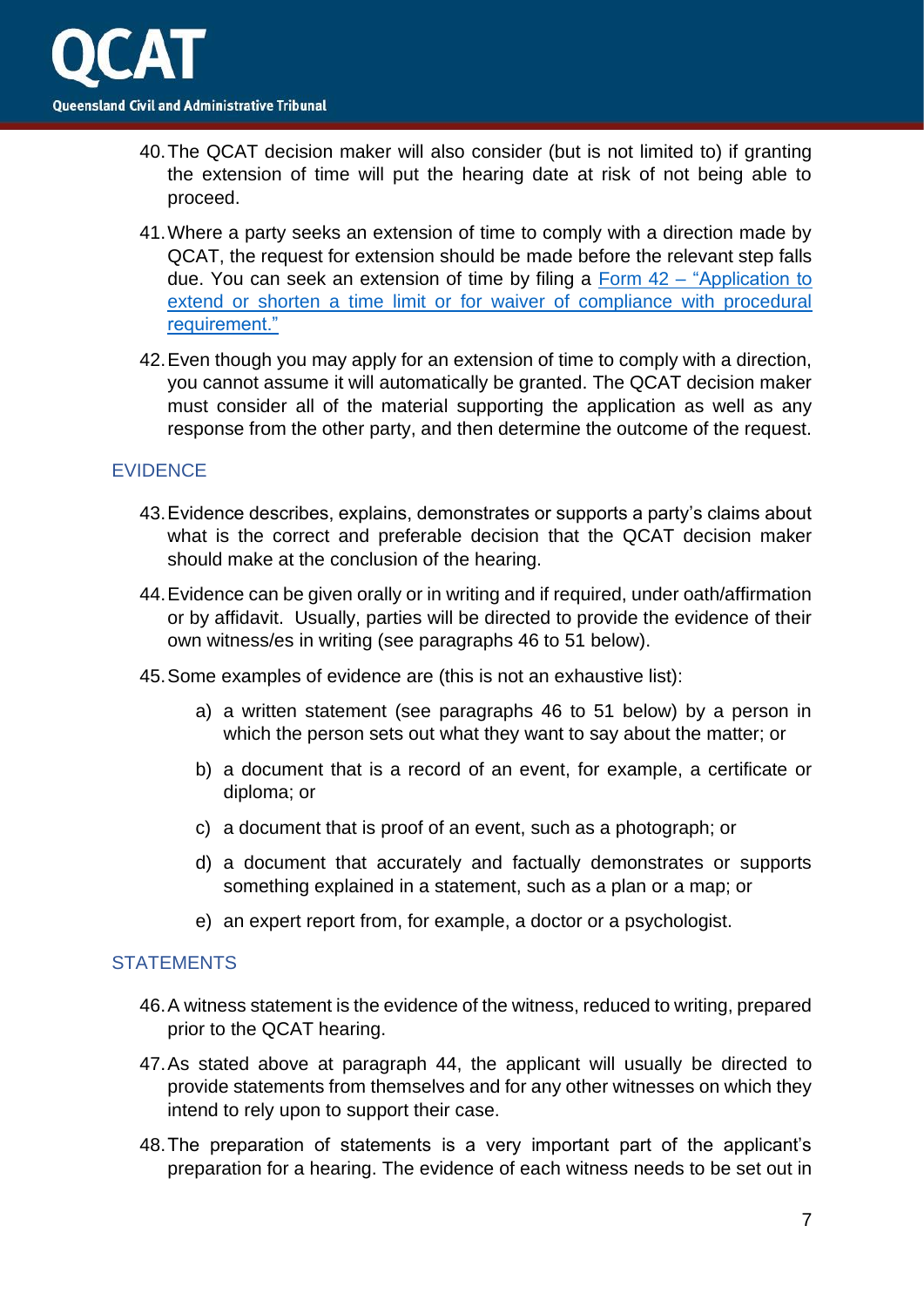40. The QCAT decision maker will also consider (but is not limited to) if granting the extension of time will put the hearing date at risk of not being able to proceed.

41. Where a party seeks an extension of time to comply with a direction made by QCAT, the request for extension should be made before the relevant step falls due. You can seek an extension of time by filing a Form 42 – "Application to extend or shorten a time limit or for waiver of compliance with procedural requirement."

42. Even though you may apply for an extension of time to comply with a direction, you cannot assume it will automatically be granted. The QCAT decision maker must consider all of the material supporting the application as well as any response from the other party, and then determine the outcome of the request.

## EVIDENCE

43. Evidence describes, explains, demonstrates or supports a party's claims about what is the correct and preferable decision that the QCAT decision maker should make at the conclusion of the hearing.

44. Evidence can be given orally or in writing and if required, under oath/affirmation or by affidavit. Usually, parties will be directed to provide the evidence of their own witness/es in writing (see paragraphs 46 to 51 below).

45. Some examples of evidence are (this is not an exhaustive list):

    a) a written statement (see paragraphs 46 to 51 below) by a person in which the person sets out what they want to say about the matter; or

    b) a document that is a record of an event, for example, a certificate or diploma; or

    c) a document that is proof of an event, such as a photograph; or

    d) a document that accurately and factually demonstrates or supports something explained in a statement, such as a plan or a map; or

    e) an expert report from, for example, a doctor or a psychologist.

## STATEMENTS

46. A witness statement is the evidence of the witness, reduced to writing, prepared prior to the QCAT hearing.

47. As stated above at paragraph 44, the applicant will usually be directed to provide statements from themselves and for any other witnesses on which they intend to rely upon to support their case.

48. The preparation of statements is a very important part of the applicant's preparation for a hearing. The evidence of each witness needs to be set out in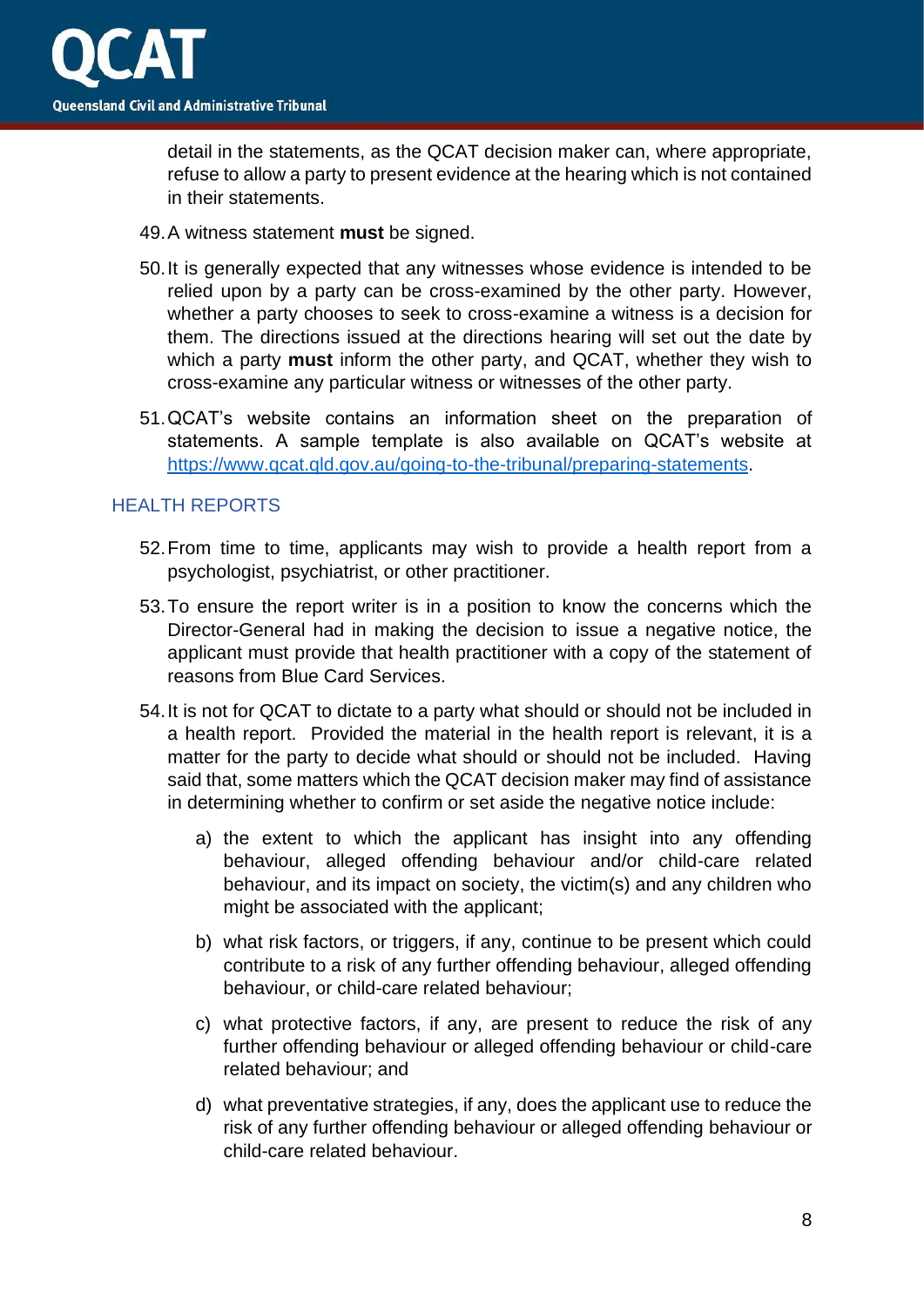detail in the statements, as the QCAT decision maker can, where appropriate, refuse to allow a party to present evidence at the hearing which is not contained in their statements.

49. A witness statement **must** be signed.

50. It is generally expected that any witnesses whose evidence is intended to be relied upon by a party can be cross-examined by the other party. However, whether a party chooses to seek to cross-examine a witness is a decision for them. The directions issued at the directions hearing will set out the date by which a party **must** inform the other party, and QCAT, whether they wish to cross-examine any particular witness or witnesses of the other party.

51. QCAT's website contains an information sheet on the preparation of statements. A sample template is also available on QCAT's website at https://www.qcat.qld.gov.au/going-to-the-tribunal/preparing-statements.

## HEALTH REPORTS

52. From time to time, applicants may wish to provide a health report from a psychologist, psychiatrist, or other practitioner.

53. To ensure the report writer is in a position to know the concerns which the Director-General had in making the decision to issue a negative notice, the applicant must provide that health practitioner with a copy of the statement of reasons from Blue Card Services.

54. It is not for QCAT to dictate to a party what should or should not be included in a health report. Provided the material in the health report is relevant, it is a matter for the party to decide what should or should not be included. Having said that, some matters which the QCAT decision maker may find of assistance in determining whether to confirm or set aside the negative notice include:

    a) the extent to which the applicant has insight into any offending behaviour, alleged offending behaviour and/or child-care related behaviour, and its impact on society, the victim(s) and any children who might be associated with the applicant;

    b) what risk factors, or triggers, if any, continue to be present which could contribute to a risk of any further offending behaviour, alleged offending behaviour, or child-care related behaviour;

    c) what protective factors, if any, are present to reduce the risk of any further offending behaviour or alleged offending behaviour or child-care related behaviour; and

    d) what preventative strategies, if any, does the applicant use to reduce the risk of any further offending behaviour or alleged offending behaviour or child-care related behaviour.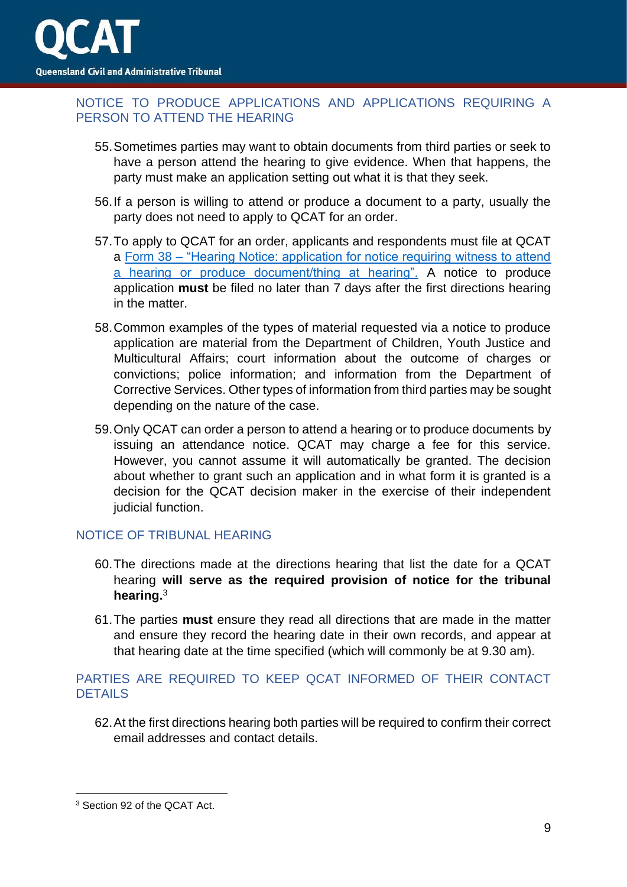## NOTICE TO PRODUCE APPLICATIONS AND APPLICATIONS REQUIRING A PERSON TO ATTEND THE HEARING

55. Sometimes parties may want to obtain documents from third parties or seek to have a person attend the hearing to give evidence. When that happens, the party must make an application setting out what it is that they seek.

56. If a person is willing to attend or produce a document to a party, usually the party does not need to apply to QCAT for an order.

57. To apply to QCAT for an order, applicants and respondents must file at QCAT a Form 38 – "Hearing Notice: application for notice requiring witness to attend a hearing or produce document/thing at hearing". A notice to produce application **must** be filed no later than 7 days after the first directions hearing in the matter.

58. Common examples of the types of material requested via a notice to produce application are material from the Department of Children, Youth Justice and Multicultural Affairs; court information about the outcome of charges or convictions; police information; and information from the Department of Corrective Services. Other types of information from third parties may be sought depending on the nature of the case.

59. Only QCAT can order a person to attend a hearing or to produce documents by issuing an attendance notice. QCAT may charge a fee for this service. However, you cannot assume it will automatically be granted. The decision about whether to grant such an application and in what form it is granted is a decision for the QCAT decision maker in the exercise of their independent judicial function.

## NOTICE OF TRIBUNAL HEARING

60. The directions made at the directions hearing that list the date for a QCAT hearing **will serve as the required provision of notice for the tribunal hearing.**[3]

61. The parties **must** ensure they read all directions that are made in the matter and ensure they record the hearing date in their own records, and appear at that hearing date at the time specified (which will commonly be at 9.30 am).

## PARTIES ARE REQUIRED TO KEEP QCAT INFORMED OF THEIR CONTACT DETAILS

62. At the first directions hearing both parties will be required to confirm their correct email addresses and contact details.

---

[3] Section 92 of the QCAT Act.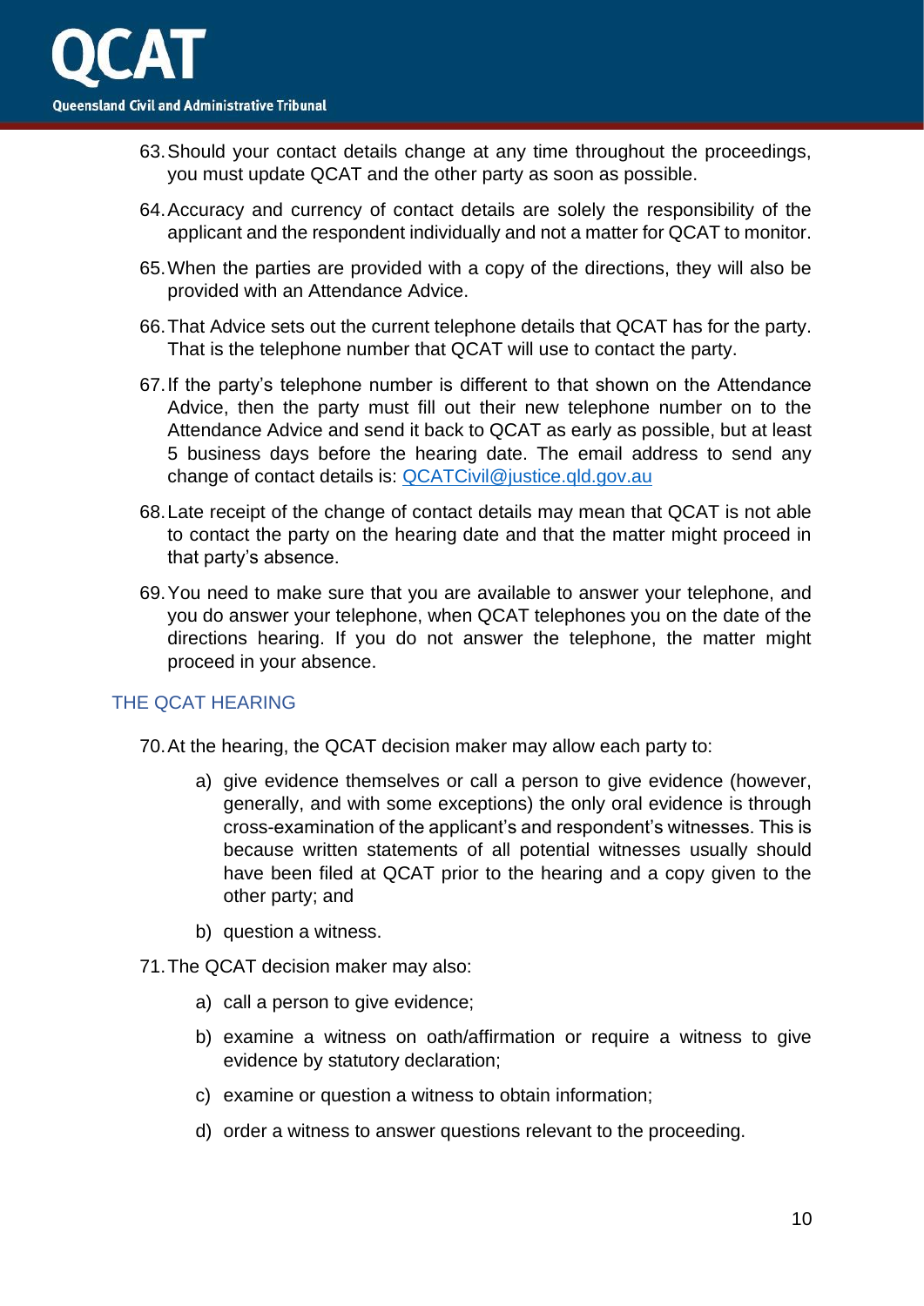63. Should your contact details change at any time throughout the proceedings, you must update QCAT and the other party as soon as possible.

64. Accuracy and currency of contact details are solely the responsibility of the applicant and the respondent individually and not a matter for QCAT to monitor.

65. When the parties are provided with a copy of the directions, they will also be provided with an Attendance Advice.

66. That Advice sets out the current telephone details that QCAT has for the party. That is the telephone number that QCAT will use to contact the party.

67. If the party's telephone number is different to that shown on the Attendance Advice, then the party must fill out their new telephone number on to the Attendance Advice and send it back to QCAT as early as possible, but at least 5 business days before the hearing date. The email address to send any change of contact details is: QCATCivil@justice.qld.gov.au

68. Late receipt of the change of contact details may mean that QCAT is not able to contact the party on the hearing date and that the matter might proceed in that party's absence.

69. You need to make sure that you are available to answer your telephone, and you do answer your telephone, when QCAT telephones you on the date of the directions hearing. If you do not answer the telephone, the matter might proceed in your absence.

## THE QCAT HEARING

70. At the hearing, the QCAT decision maker may allow each party to:

    a) give evidence themselves or call a person to give evidence (however, generally, and with some exceptions) the only oral evidence is through cross-examination of the applicant's and respondent's witnesses. This is because written statements of all potential witnesses usually should have been filed at QCAT prior to the hearing and a copy given to the other party; and

    b) question a witness.

71. The QCAT decision maker may also:

    a) call a person to give evidence;

    b) examine a witness on oath/affirmation or require a witness to give evidence by statutory declaration;

    c) examine or question a witness to obtain information;

    d) order a witness to answer questions relevant to the proceeding.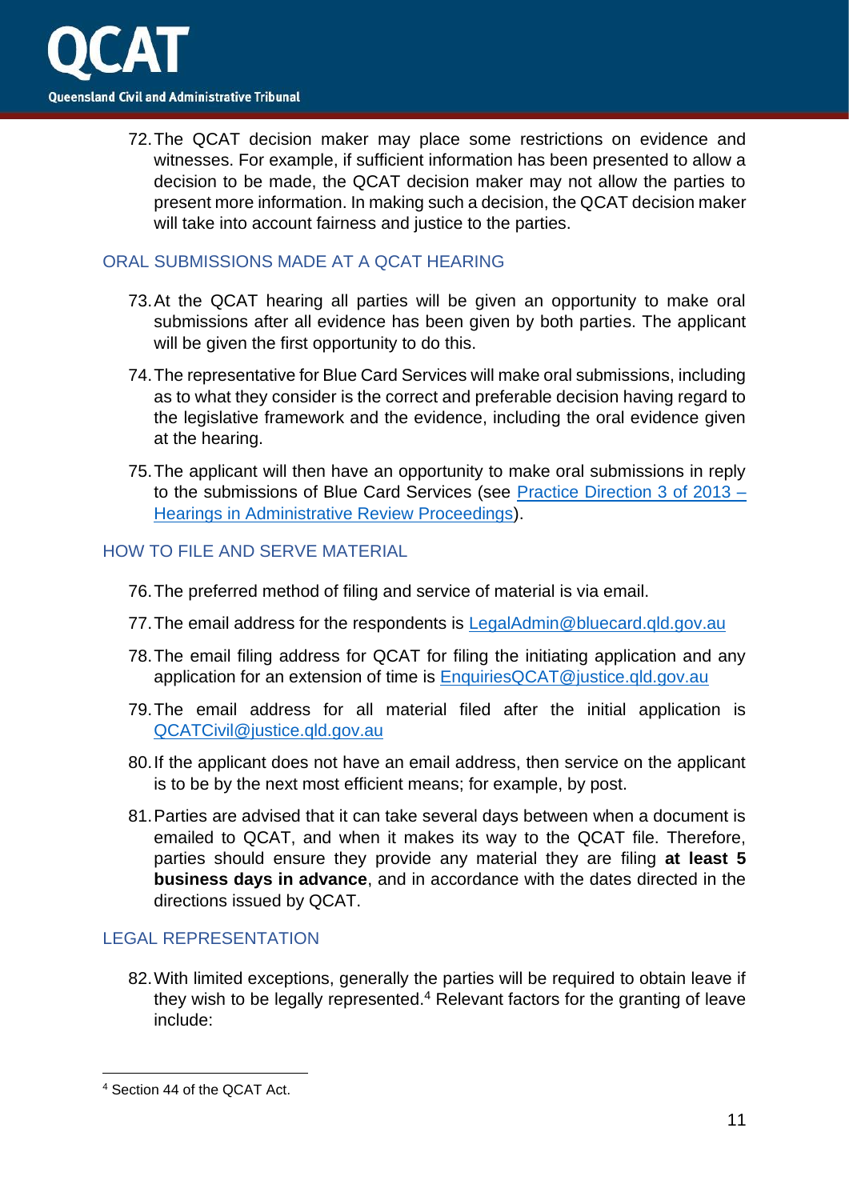72. The QCAT decision maker may place some restrictions on evidence and witnesses. For example, if sufficient information has been presented to allow a decision to be made, the QCAT decision maker may not allow the parties to present more information. In making such a decision, the QCAT decision maker will take into account fairness and justice to the parties.

## ORAL SUBMISSIONS MADE AT A QCAT HEARING

73. At the QCAT hearing all parties will be given an opportunity to make oral submissions after all evidence has been given by both parties. The applicant will be given the first opportunity to do this.

74. The representative for Blue Card Services will make oral submissions, including as to what they consider is the correct and preferable decision having regard to the legislative framework and the evidence, including the oral evidence given at the hearing.

75. The applicant will then have an opportunity to make oral submissions in reply to the submissions of Blue Card Services (see Practice Direction 3 of 2013 – Hearings in Administrative Review Proceedings).

## HOW TO FILE AND SERVE MATERIAL

76. The preferred method of filing and service of material is via email.

77. The email address for the respondents is LegalAdmin@bluecard.qld.gov.au

78. The email filing address for QCAT for filing the initiating application and any application for an extension of time is EnquiriesQCAT@justice.qld.gov.au

79. The email address for all material filed after the initial application is QCATCivil@justice.qld.gov.au

80. If the applicant does not have an email address, then service on the applicant is to be by the next most efficient means; for example, by post.

81. Parties are advised that it can take several days between when a document is emailed to QCAT, and when it makes its way to the QCAT file. Therefore, parties should ensure they provide any material they are filing **at least 5 business days in advance**, and in accordance with the dates directed in the directions issued by QCAT.

## LEGAL REPRESENTATION

82. With limited exceptions, generally the parties will be required to obtain leave if they wish to be legally represented.[4] Relevant factors for the granting of leave include:

---

[4] Section 44 of the QCAT Act.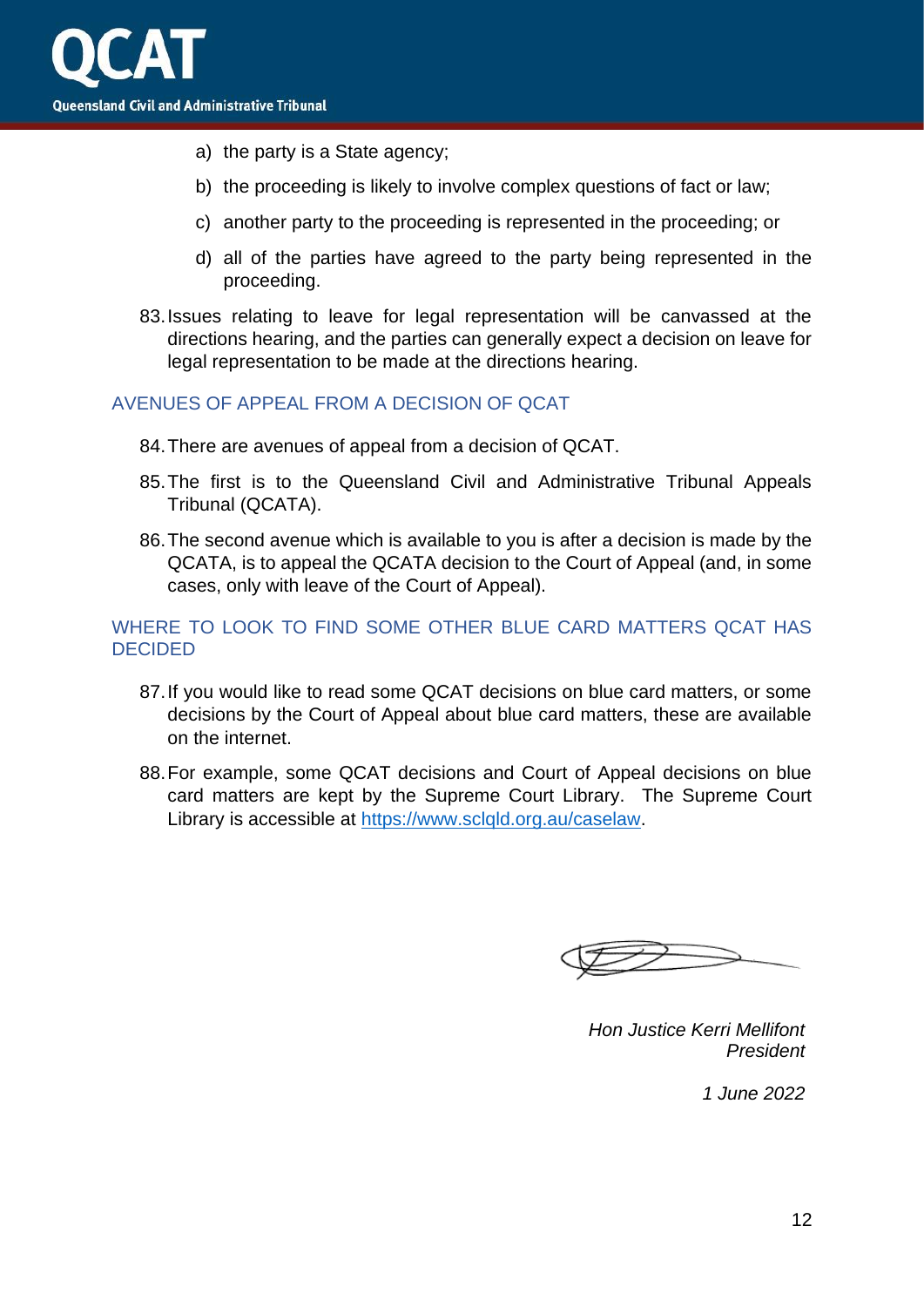a) the party is a State agency;

b) the proceeding is likely to involve complex questions of fact or law;

c) another party to the proceeding is represented in the proceeding; or

d) all of the parties have agreed to the party being represented in the proceeding.

83. Issues relating to leave for legal representation will be canvassed at the directions hearing, and the parties can generally expect a decision on leave for legal representation to be made at the directions hearing.

## AVENUES OF APPEAL FROM A DECISION OF QCAT

84. There are avenues of appeal from a decision of QCAT.

85. The first is to the Queensland Civil and Administrative Tribunal Appeals Tribunal (QCATA).

86. The second avenue which is available to you is after a decision is made by the QCATA, is to appeal the QCATA decision to the Court of Appeal (and, in some cases, only with leave of the Court of Appeal).

## WHERE TO LOOK TO FIND SOME OTHER BLUE CARD MATTERS QCAT HAS DECIDED

87. If you would like to read some QCAT decisions on blue card matters, or some decisions by the Court of Appeal about blue card matters, these are available on the internet.

88. For example, some QCAT decisions and Court of Appeal decisions on blue card matters are kept by the Supreme Court Library. The Supreme Court Library is accessible at https://www.sclqld.org.au/caselaw.

*Hon Justice Kerri Mellifont*
*President*

*1 June 2022*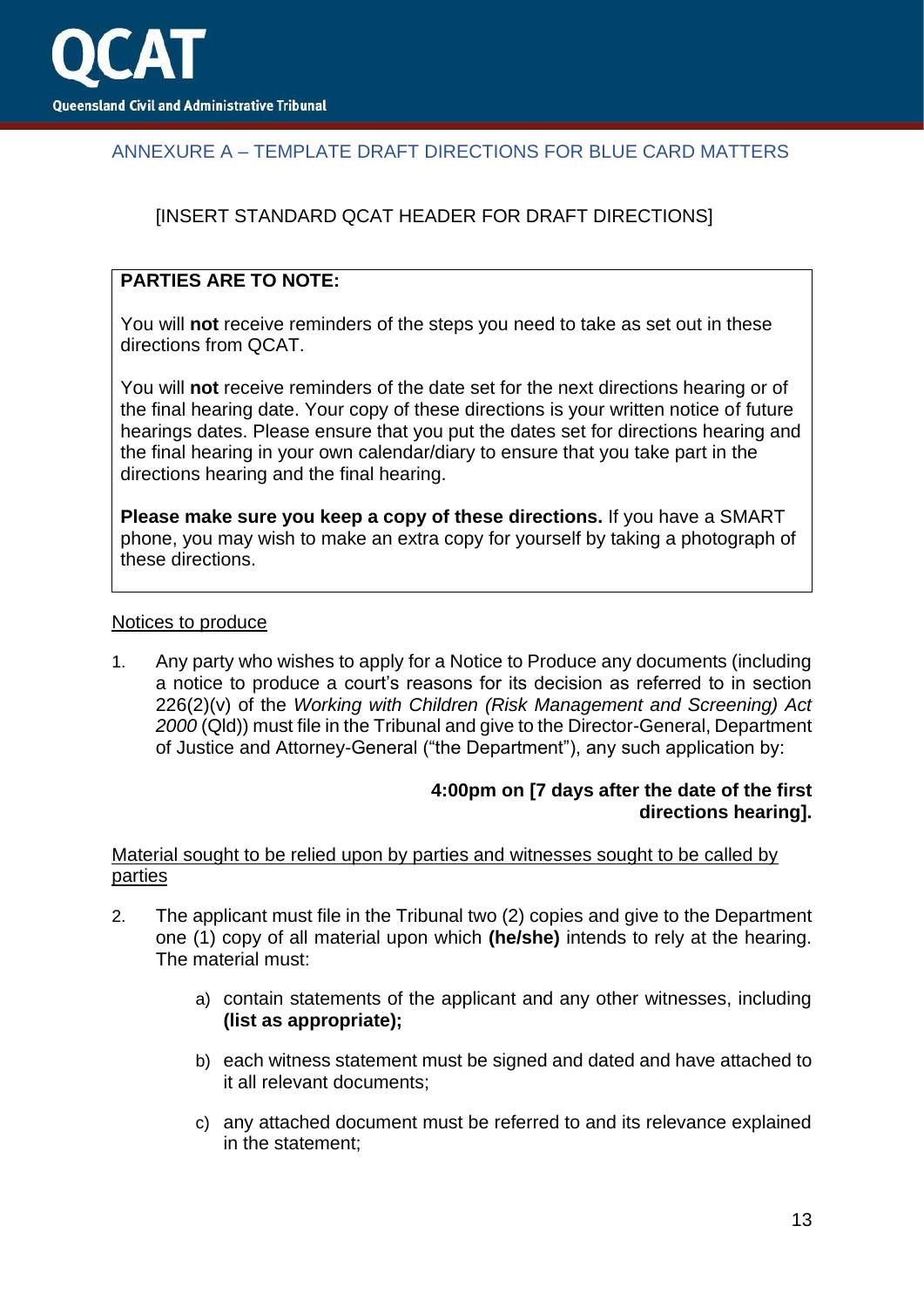## ANNEXURE A – TEMPLATE DRAFT DIRECTIONS FOR BLUE CARD MATTERS

[INSERT STANDARD QCAT HEADER FOR DRAFT DIRECTIONS]

> **PARTIES ARE TO NOTE:**
>
> You will **not** receive reminders of the steps you need to take as set out in these directions from QCAT.
>
> You will **not** receive reminders of the date set for the next directions hearing or of the final hearing date. Your copy of these directions is your written notice of future hearings dates. Please ensure that you put the dates set for directions hearing and the final hearing in your own calendar/diary to ensure that you take part in the directions hearing and the final hearing.
>
> **Please make sure you keep a copy of these directions.** If you have a SMART phone, you may wish to make an extra copy for yourself by taking a photograph of these directions.

Notices to produce

1. Any party who wishes to apply for a Notice to Produce any documents (including a notice to produce a court's reasons for its decision as referred to in section 226(2)(v) of the *Working with Children (Risk Management and Screening) Act 2000* (Qld)) must file in the Tribunal and give to the Director-General, Department of Justice and Attorney-General ("the Department"), any such application by:

   **4:00pm on [7 days after the date of the first directions hearing].**

Material sought to be relied upon by parties and witnesses sought to be called by parties

2. The applicant must file in the Tribunal two (2) copies and give to the Department one (1) copy of all material upon which **(he/she)** intends to rely at the hearing. The material must:

   a) contain statements of the applicant and any other witnesses, including **(list as appropriate);**

   b) each witness statement must be signed and dated and have attached to it all relevant documents;

   c) any attached document must be referred to and its relevance explained in the statement;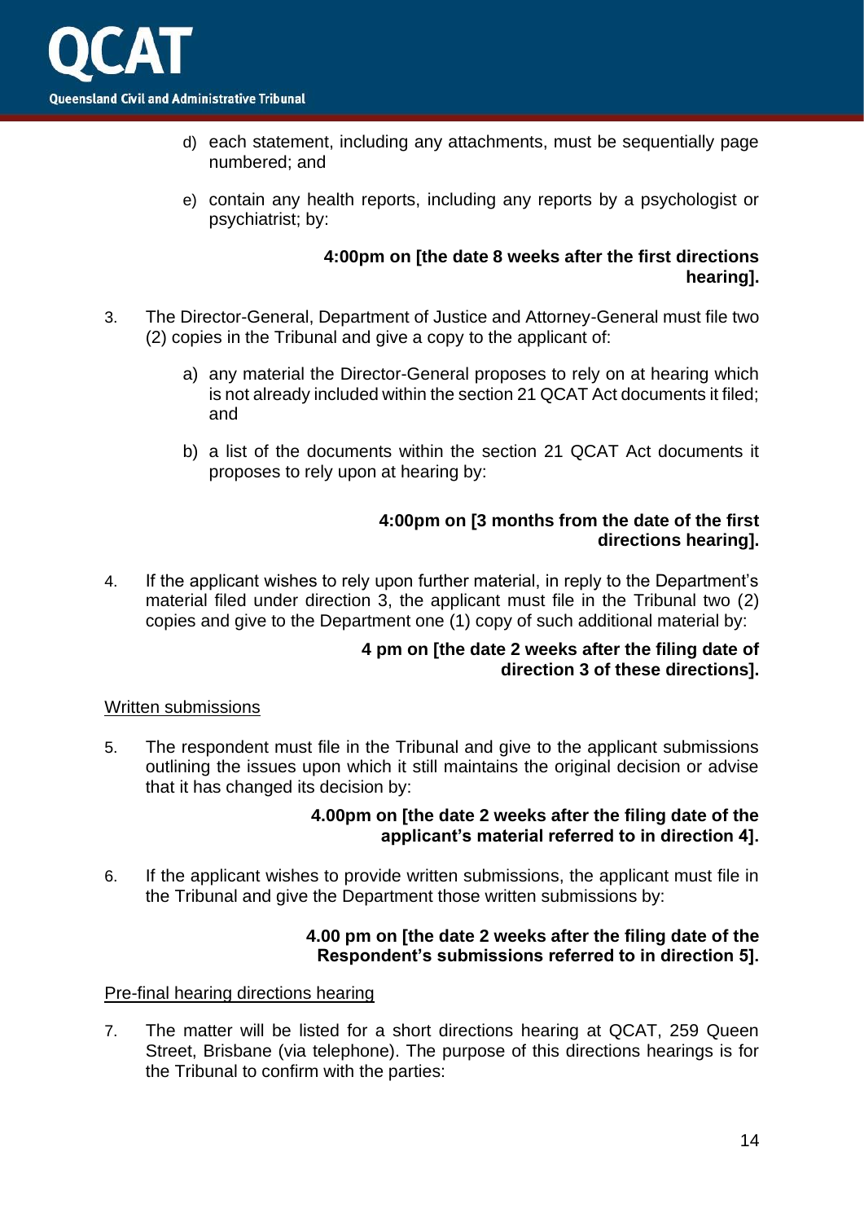d) each statement, including any attachments, must be sequentially page numbered; and

e) contain any health reports, including any reports by a psychologist or psychiatrist; by:

**4:00pm on [the date 8 weeks after the first directions hearing].**

3. The Director-General, Department of Justice and Attorney-General must file two (2) copies in the Tribunal and give a copy to the applicant of:

   a) any material the Director-General proposes to rely on at hearing which is not already included within the section 21 QCAT Act documents it filed; and

   b) a list of the documents within the section 21 QCAT Act documents it proposes to rely upon at hearing by:

**4:00pm on [3 months from the date of the first directions hearing].**

4. If the applicant wishes to rely upon further material, in reply to the Department's material filed under direction 3, the applicant must file in the Tribunal two (2) copies and give to the Department one (1) copy of such additional material by:

**4 pm on [the date 2 weeks after the filing date of direction 3 of these directions].**

<u>Written submissions</u>

5. The respondent must file in the Tribunal and give to the applicant submissions outlining the issues upon which it still maintains the original decision or advise that it has changed its decision by:

**4.00pm on [the date 2 weeks after the filing date of the applicant's material referred to in direction 4].**

6. If the applicant wishes to provide written submissions, the applicant must file in the Tribunal and give the Department those written submissions by:

**4.00 pm on [the date 2 weeks after the filing date of the Respondent's submissions referred to in direction 5].**

<u>Pre-final hearing directions hearing</u>

7. The matter will be listed for a short directions hearing at QCAT, 259 Queen Street, Brisbane (via telephone). The purpose of this directions hearings is for the Tribunal to confirm with the parties: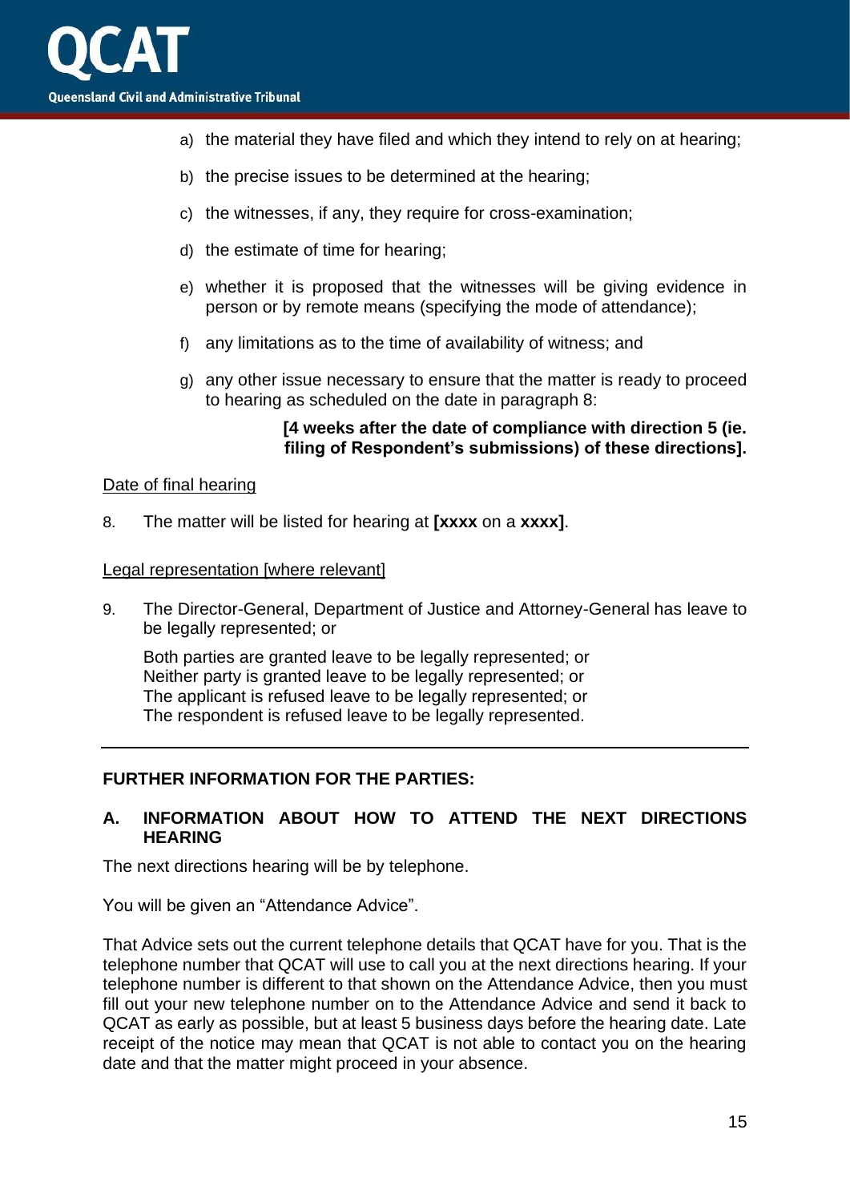a) the material they have filed and which they intend to rely on at hearing;

b) the precise issues to be determined at the hearing;

c) the witnesses, if any, they require for cross-examination;

d) the estimate of time for hearing;

e) whether it is proposed that the witnesses will be giving evidence in person or by remote means (specifying the mode of attendance);

f) any limitations as to the time of availability of witness; and

g) any other issue necessary to ensure that the matter is ready to proceed to hearing as scheduled on the date in paragraph 8:

**[4 weeks after the date of compliance with direction 5 (ie. filing of Respondent's submissions) of these directions].**

<u>Date of final hearing</u>

8. The matter will be listed for hearing at **[xxxx** on a **xxxx]**.

<u>Legal representation [where relevant]</u>

9. The Director-General, Department of Justice and Attorney-General has leave to be legally represented; or

   Both parties are granted leave to be legally represented; or
   Neither party is granted leave to be legally represented; or
   The applicant is refused leave to be legally represented; or
   The respondent is refused leave to be legally represented.

---

**FURTHER INFORMATION FOR THE PARTIES:**

**A. INFORMATION ABOUT HOW TO ATTEND THE NEXT DIRECTIONS HEARING**

The next directions hearing will be by telephone.

You will be given an "Attendance Advice".

That Advice sets out the current telephone details that QCAT have for you. That is the telephone number that QCAT will use to call you at the next directions hearing. If your telephone number is different to that shown on the Attendance Advice, then you must fill out your new telephone number on to the Attendance Advice and send it back to QCAT as early as possible, but at least 5 business days before the hearing date. Late receipt of the notice may mean that QCAT is not able to contact you on the hearing date and that the matter might proceed in your absence.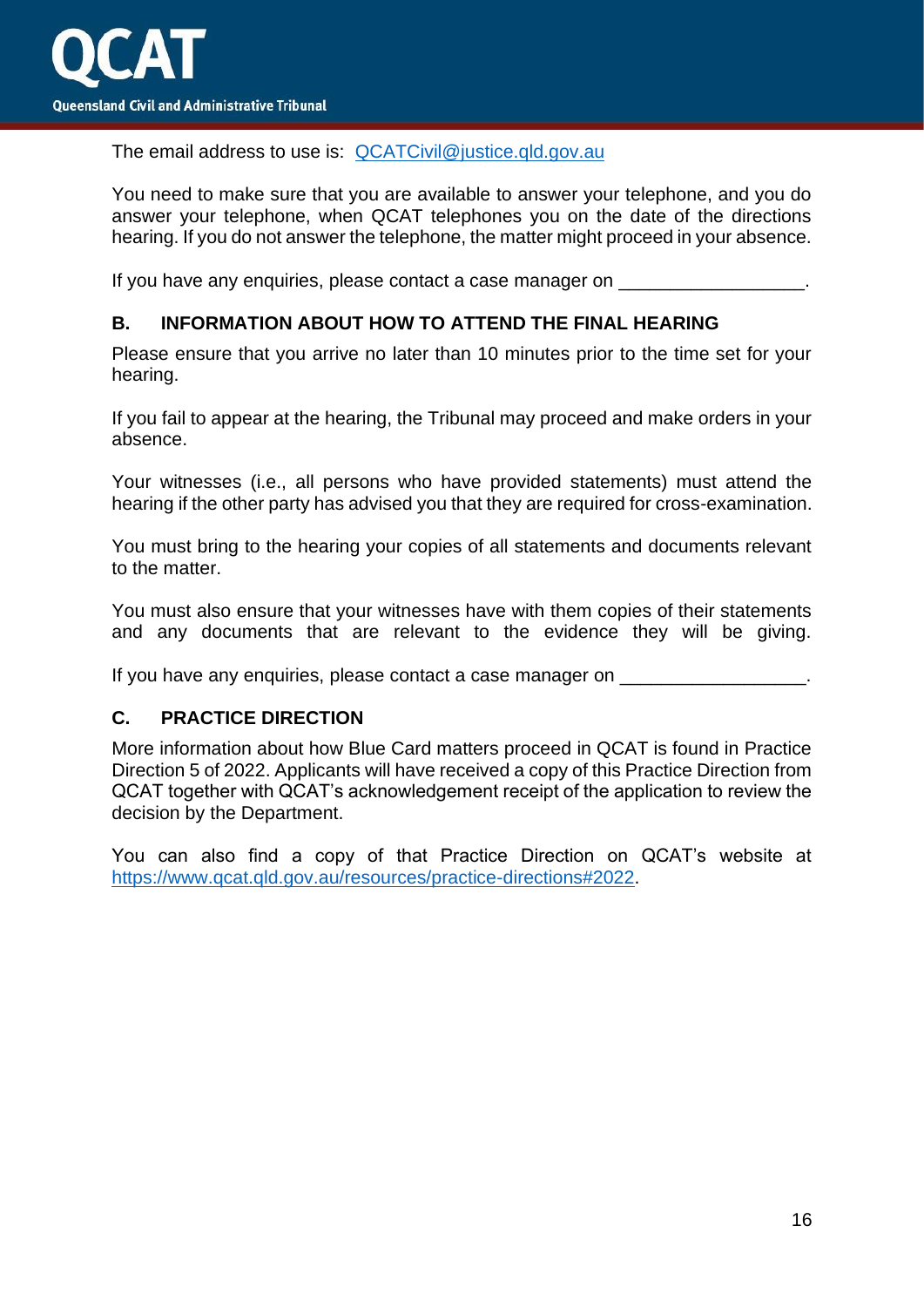The email address to use is: [QCATCivil@justice.qld.gov.au](mailto:QCATCivil@justice.qld.gov.au)

You need to make sure that you are available to answer your telephone, and you do answer your telephone, when QCAT telephones you on the date of the directions hearing. If you do not answer the telephone, the matter might proceed in your absence.

If you have any enquiries, please contact a case manager on __________________.

## B. INFORMATION ABOUT HOW TO ATTEND THE FINAL HEARING

Please ensure that you arrive no later than 10 minutes prior to the time set for your hearing.

If you fail to appear at the hearing, the Tribunal may proceed and make orders in your absence.

Your witnesses (i.e., all persons who have provided statements) must attend the hearing if the other party has advised you that they are required for cross-examination.

You must bring to the hearing your copies of all statements and documents relevant to the matter.

You must also ensure that your witnesses have with them copies of their statements and any documents that are relevant to the evidence they will be giving.

If you have any enquiries, please contact a case manager on __________________.

## C. PRACTICE DIRECTION

More information about how Blue Card matters proceed in QCAT is found in Practice Direction 5 of 2022. Applicants will have received a copy of this Practice Direction from QCAT together with QCAT's acknowledgement receipt of the application to review the decision by the Department.

You can also find a copy of that Practice Direction on QCAT's website at [https://www.qcat.qld.gov.au/resources/practice-directions#2022](https://www.qcat.qld.gov.au/resources/practice-directions#2022).